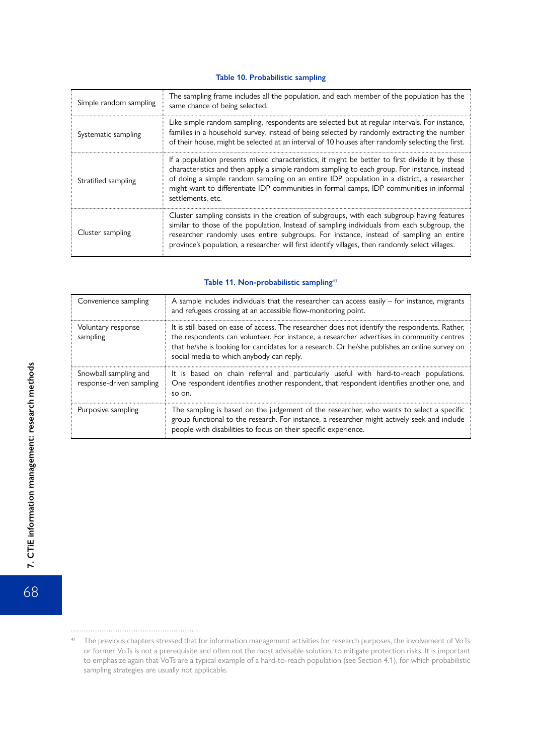**Table 10. Probabilistic sampling**

| | |
|---|---|
| Simple random sampling | The sampling frame includes all the population, and each member of the population has the same chance of being selected. |
| Systematic sampling | Like simple random sampling, respondents are selected but at regular intervals. For instance, families in a household survey, instead of being selected by randomly extracting the number of their house, might be selected at an interval of 10 houses after randomly selecting the first. |
| Stratified sampling | If a population presents mixed characteristics, it might be better to first divide it by these characteristics and then apply a simple random sampling to each group. For instance, instead of doing a simple random sampling on an entire IDP population in a district, a researcher might want to differentiate IDP communities in formal camps, IDP communities in informal settlements, etc. |
| Cluster sampling | Cluster sampling consists in the creation of subgroups, with each subgroup having features similar to those of the population. Instead of sampling individuals from each subgroup, the researcher randomly uses entire subgroups. For instance, instead of sampling an entire province's population, a researcher will first identify villages, then randomly select villages. |

**Table 11. Non-probabilistic sampling**[41]

| | |
|---|---|
| Convenience sampling | A sample includes individuals that the researcher can access easily – for instance, migrants and refugees crossing at an accessible flow-monitoring point. |
| Voluntary response sampling | It is still based on ease of access. The researcher does not identify the respondents. Rather, the respondents can volunteer. For instance, a researcher advertises in community centres that he/she is looking for candidates for a research. Or he/she publishes an online survey on social media to which anybody can reply. |
| Snowball sampling and response-driven sampling | It is based on chain referral and particularly useful with hard-to-reach populations. One respondent identifies another respondent, that respondent identifies another one, and so on. |
| Purposive sampling | The sampling is based on the judgement of the researcher, who wants to select a specific group functional to the research. For instance, a researcher might actively seek and include people with disabilities to focus on their specific experience. |

[41] The previous chapters stressed that for information management activities for research purposes, the involvement of VoTs or former VoTs is not a prerequisite and often not the most advisable solution, to mitigate protection risks. It is important to emphasize again that VoTs are a typical example of a hard-to-reach population (see Section 4.1), for which probabilistic sampling strategies are usually not applicable.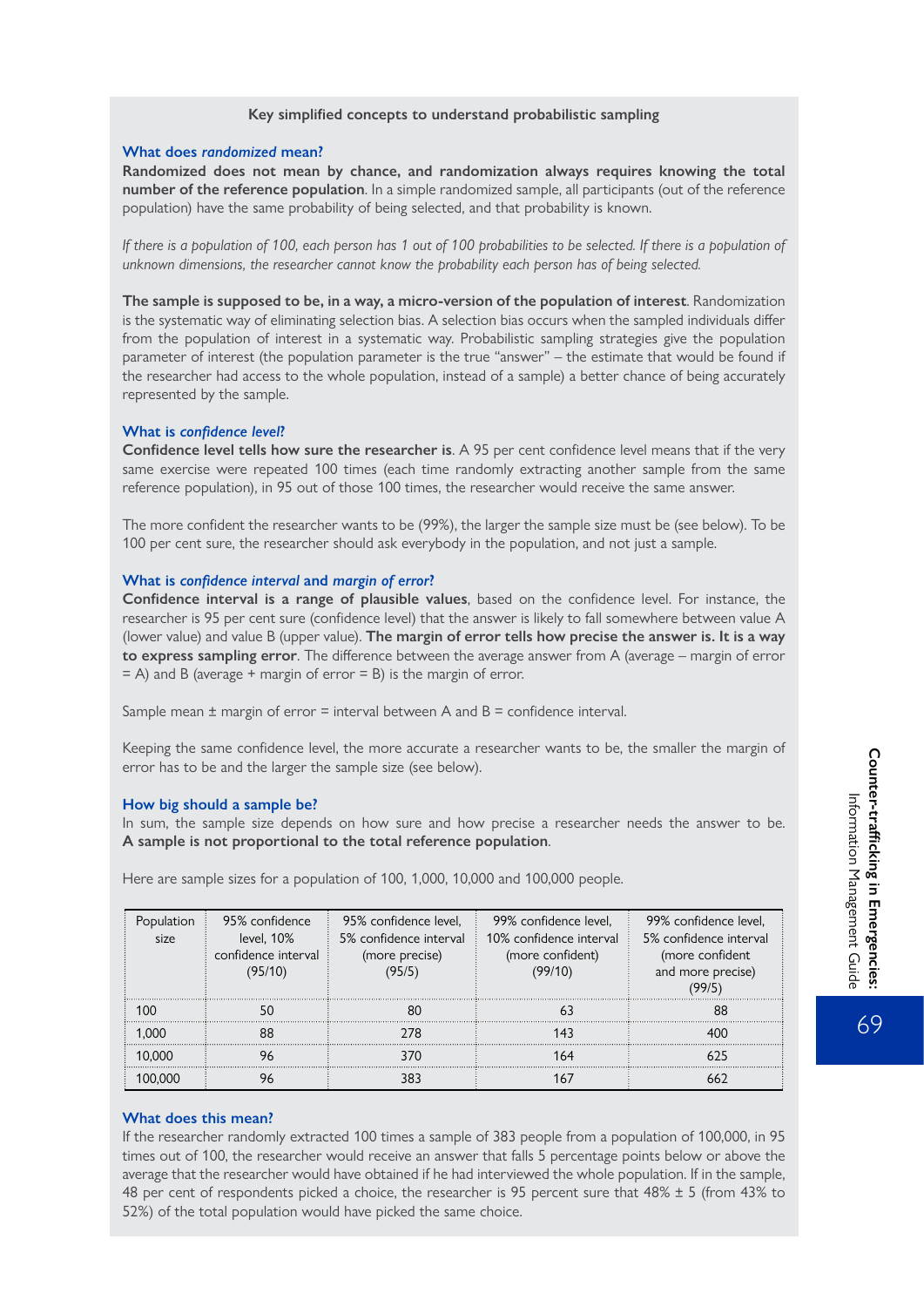**Key simplified concepts to understand probabilistic sampling**

### What does *randomized* mean?

**Randomized does not mean by chance, and randomization always requires knowing the total number of the reference population**. In a simple randomized sample, all participants (out of the reference population) have the same probability of being selected, and that probability is known.

*If there is a population of 100, each person has 1 out of 100 probabilities to be selected. If there is a population of unknown dimensions, the researcher cannot know the probability each person has of being selected.*

**The sample is supposed to be, in a way, a micro-version of the population of interest**. Randomization is the systematic way of eliminating selection bias. A selection bias occurs when the sampled individuals differ from the population of interest in a systematic way. Probabilistic sampling strategies give the population parameter of interest (the population parameter is the true "answer" – the estimate that would be found if the researcher had access to the whole population, instead of a sample) a better chance of being accurately represented by the sample.

### What is *confidence level*?

**Confidence level tells how sure the researcher is**. A 95 per cent confidence level means that if the very same exercise were repeated 100 times (each time randomly extracting another sample from the same reference population), in 95 out of those 100 times, the researcher would receive the same answer.

The more confident the researcher wants to be (99%), the larger the sample size must be (see below). To be 100 per cent sure, the researcher should ask everybody in the population, and not just a sample.

### What is *confidence interval* and *margin of error*?

**Confidence interval is a range of plausible values**, based on the confidence level. For instance, the researcher is 95 per cent sure (confidence level) that the answer is likely to fall somewhere between value A (lower value) and value B (upper value). **The margin of error tells how precise the answer is. It is a way to express sampling error**. The difference between the average answer from A (average – margin of error = A) and B (average + margin of error = B) is the margin of error.

Sample mean ± margin of error = interval between A and B = confidence interval.

Keeping the same confidence level, the more accurate a researcher wants to be, the smaller the margin of error has to be and the larger the sample size (see below).

### How big should a sample be?

In sum, the sample size depends on how sure and how precise a researcher needs the answer to be. **A sample is not proportional to the total reference population**.

Here are sample sizes for a population of 100, 1,000, 10,000 and 100,000 people.

| Population size | 95% confidence level, 10% confidence interval (95/10) | 95% confidence level, 5% confidence interval (more precise) (95/5) | 99% confidence level, 10% confidence interval (more confident) (99/10) | 99% confidence level, 5% confidence interval (more confident and more precise) (99/5) |
|---|---|---|---|---|
| 100 | 50 | 80 | 63 | 88 |
| 1,000 | 88 | 278 | 143 | 400 |
| 10,000 | 96 | 370 | 164 | 625 |
| 100,000 | 96 | 383 | 167 | 662 |

### What does this mean?

If the researcher randomly extracted 100 times a sample of 383 people from a population of 100,000, in 95 times out of 100, the researcher would receive an answer that falls 5 percentage points below or above the average that the researcher would have obtained if he had interviewed the whole population. If in the sample, 48 per cent of respondents picked a choice, the researcher is 95 percent sure that 48% ± 5 (from 43% to 52%) of the total population would have picked the same choice.